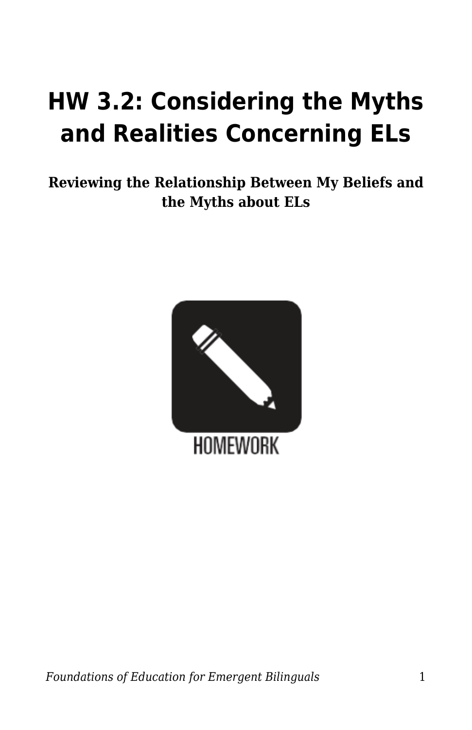# HW 3.2: Considering the Myths and Realities Concerning ELs

**Reviewing the Relationship Between My Beliefs and the Myths about ELs**

HOMEWORK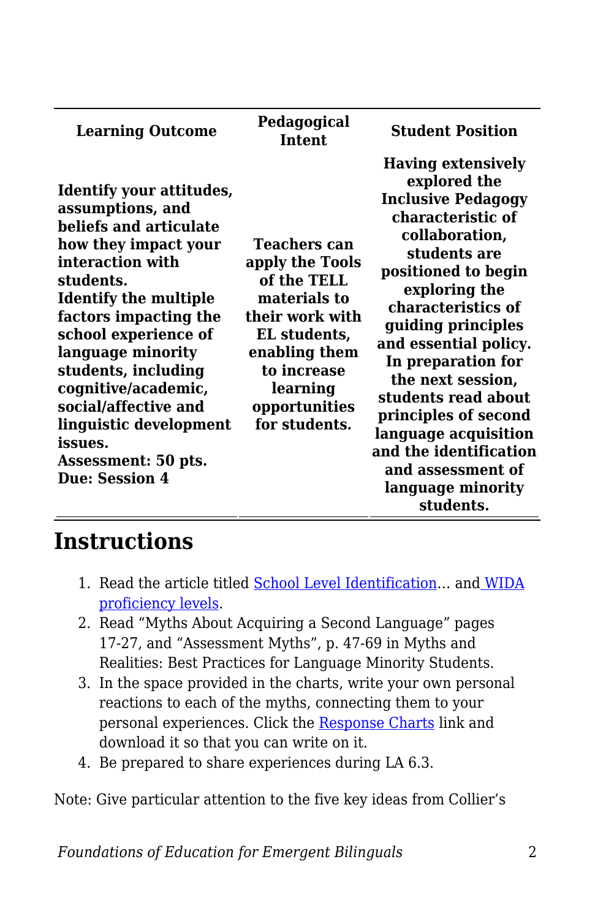| Learning Outcome | Pedagogical Intent | Student Position |
|---|---|---|
| **Identify your attitudes, assumptions, and beliefs and articulate how they impact your interaction with students.** **Identify the multiple factors impacting the school experience of language minority students, including cognitive/academic, social/affective and linguistic development issues.** **Assessment: 50 pts.** **Due: Session 4** | **Teachers can apply the Tools of the TELL materials to their work with EL students, enabling them to increase learning opportunities for students.** | **Having extensively explored the Inclusive Pedagogy characteristic of collaboration, students are positioned to begin exploring the characteristics of guiding principles and essential policy. In preparation for the next session, students read about principles of second language acquisition and the identification and assessment of language minority students.** |

## Instructions

1. Read the article titled School Level Identification… and WIDA proficiency levels.
2. Read "Myths About Acquiring a Second Language" pages 17-27, and "Assessment Myths", p. 47-69 in Myths and Realities: Best Practices for Language Minority Students.
3. In the space provided in the charts, write your own personal reactions to each of the myths, connecting them to your personal experiences. Click the Response Charts link and download it so that you can write on it.
4. Be prepared to share experiences during LA 6.3.

Note: Give particular attention to the five key ideas from Collier's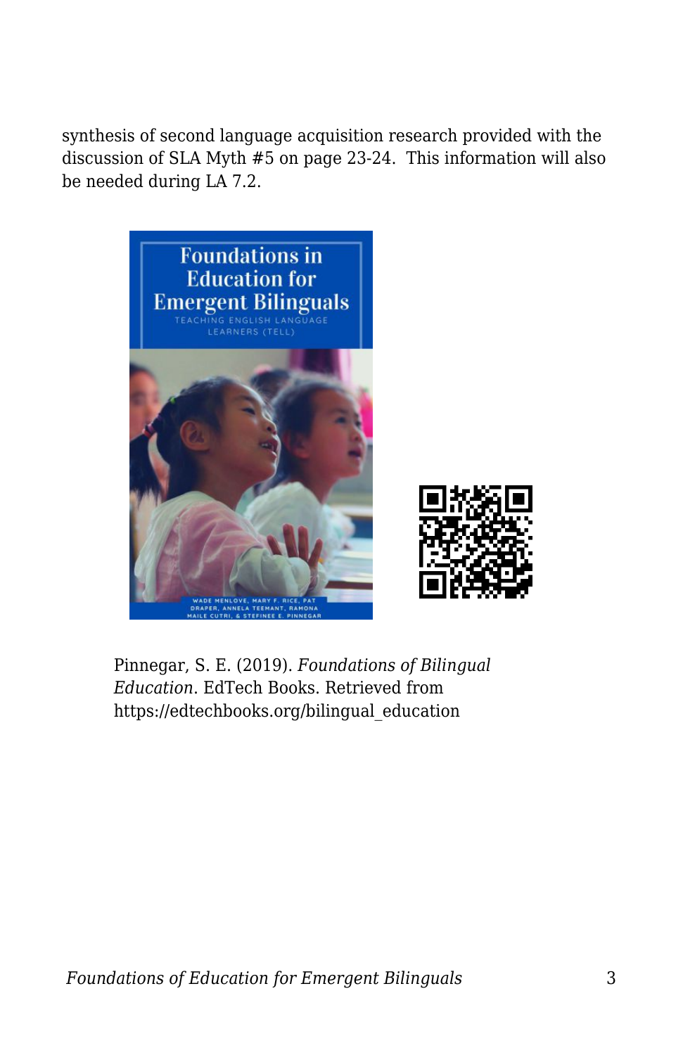synthesis of second language acquisition research provided with the discussion of SLA Myth #5 on page 23-24.  This information will also be needed during LA 7.2.

Pinnegar, S. E. (2019). *Foundations of Bilingual Education*. EdTech Books. Retrieved from https://edtechbooks.org/bilingual_education